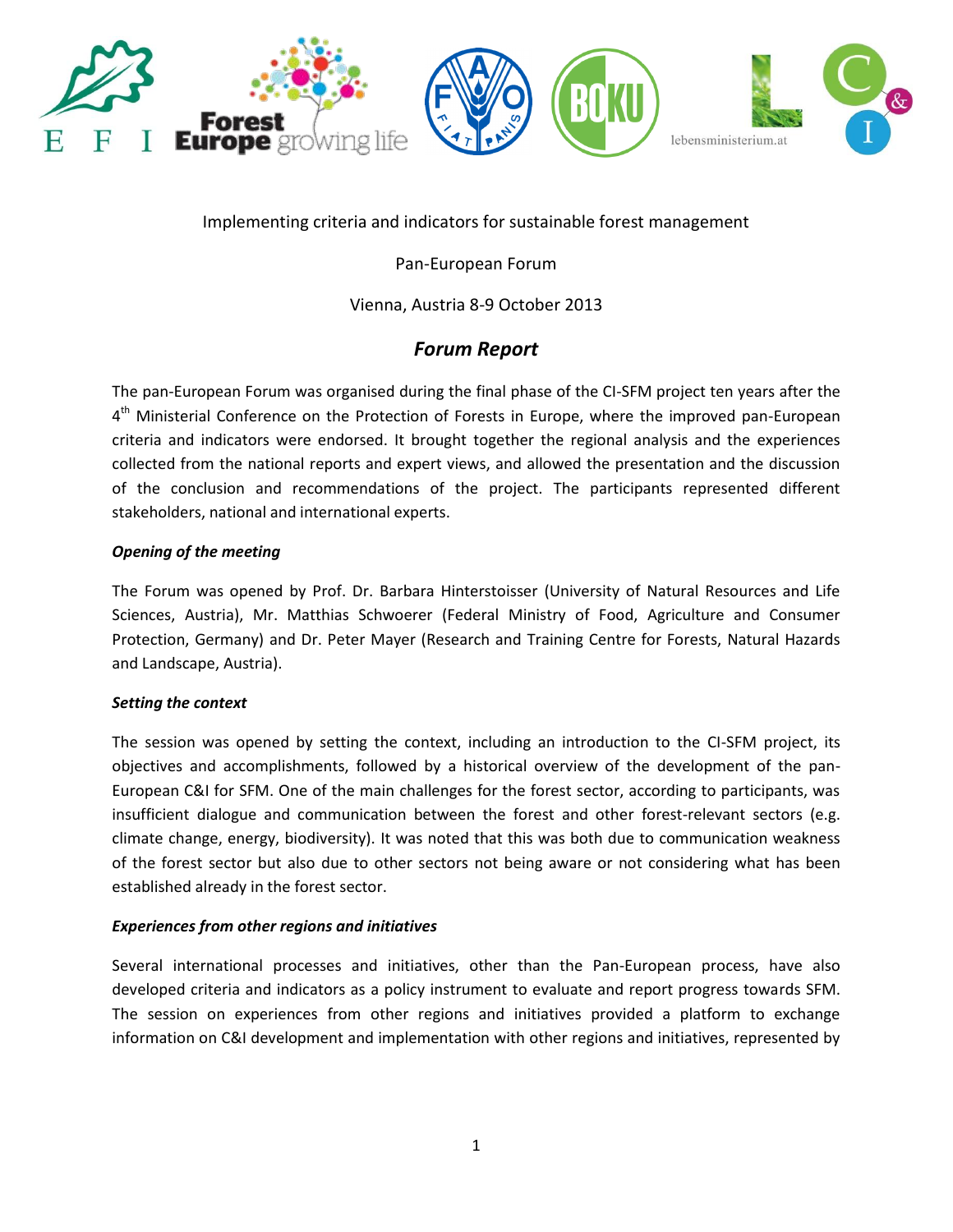Implementing criteria and indicators for sustainable forest management

Pan-European Forum

Vienna, Austria 8-9 October 2013

# *Forum Report*

The pan-European Forum was organised during the final phase of the CI-SFM project ten years after the 4th Ministerial Conference on the Protection of Forests in Europe, where the improved pan-European criteria and indicators were endorsed. It brought together the regional analysis and the experiences collected from the national reports and expert views, and allowed the presentation and the discussion of the conclusion and recommendations of the project. The participants represented different stakeholders, national and international experts.

### *Opening of the meeting*

The Forum was opened by Prof. Dr. Barbara Hinterstoisser (University of Natural Resources and Life Sciences, Austria), Mr. Matthias Schwoerer (Federal Ministry of Food, Agriculture and Consumer Protection, Germany) and Dr. Peter Mayer (Research and Training Centre for Forests, Natural Hazards and Landscape, Austria).

### *Setting the context*

The session was opened by setting the context, including an introduction to the CI-SFM project, its objectives and accomplishments, followed by a historical overview of the development of the pan-European C&I for SFM. One of the main challenges for the forest sector, according to participants, was insufficient dialogue and communication between the forest and other forest-relevant sectors (e.g. climate change, energy, biodiversity). It was noted that this was both due to communication weakness of the forest sector but also due to other sectors not being aware or not considering what has been established already in the forest sector.

### *Experiences from other regions and initiatives*

Several international processes and initiatives, other than the Pan-European process, have also developed criteria and indicators as a policy instrument to evaluate and report progress towards SFM. The session on experiences from other regions and initiatives provided a platform to exchange information on C&I development and implementation with other regions and initiatives, represented by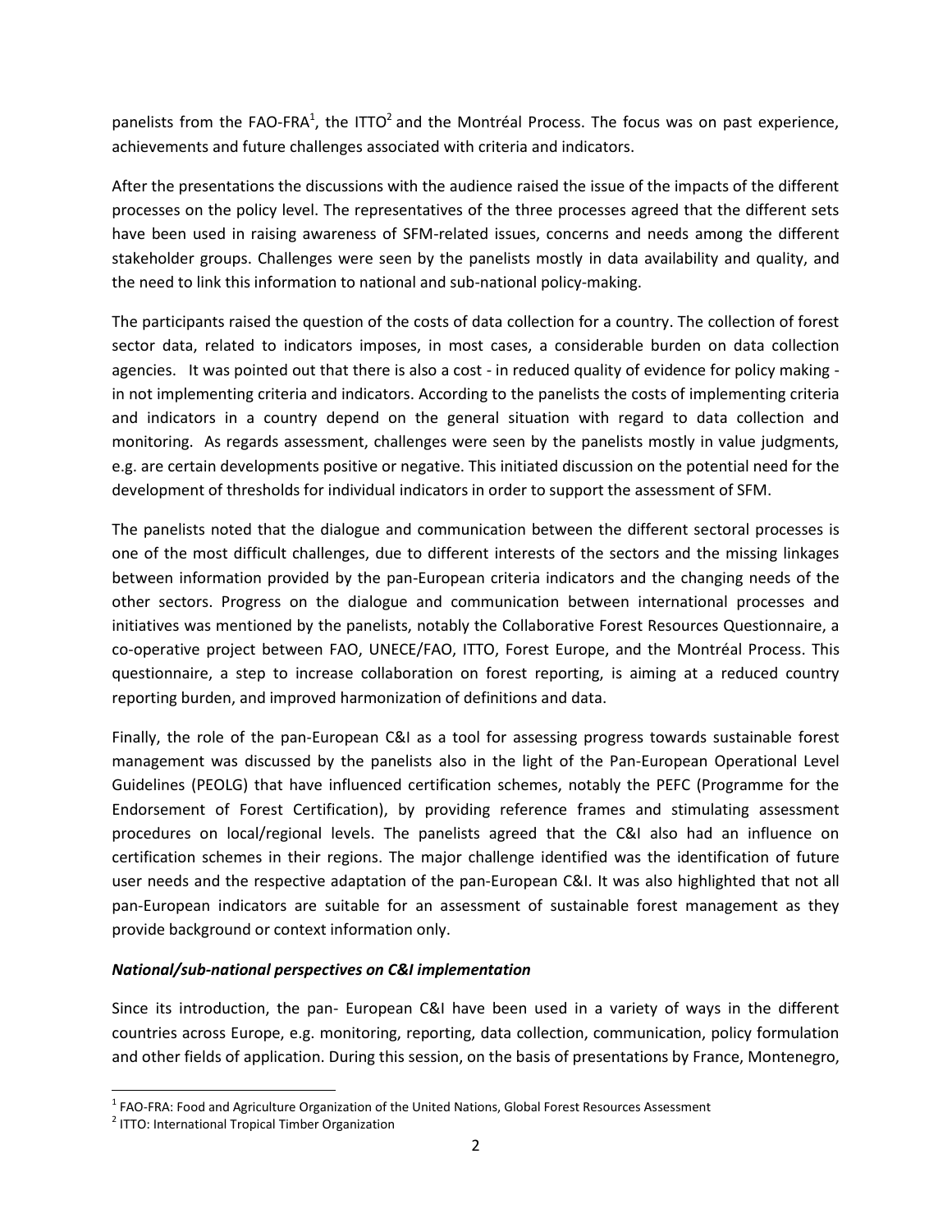panelists from the FAO-FRA[1], the ITTO[2] and the Montréal Process. The focus was on past experience, achievements and future challenges associated with criteria and indicators.

After the presentations the discussions with the audience raised the issue of the impacts of the different processes on the policy level. The representatives of the three processes agreed that the different sets have been used in raising awareness of SFM-related issues, concerns and needs among the different stakeholder groups. Challenges were seen by the panelists mostly in data availability and quality, and the need to link this information to national and sub-national policy-making.

The participants raised the question of the costs of data collection for a country. The collection of forest sector data, related to indicators imposes, in most cases, a considerable burden on data collection agencies. It was pointed out that there is also a cost - in reduced quality of evidence for policy making - in not implementing criteria and indicators. According to the panelists the costs of implementing criteria and indicators in a country depend on the general situation with regard to data collection and monitoring. As regards assessment, challenges were seen by the panelists mostly in value judgments, e.g. are certain developments positive or negative. This initiated discussion on the potential need for the development of thresholds for individual indicators in order to support the assessment of SFM.

The panelists noted that the dialogue and communication between the different sectoral processes is one of the most difficult challenges, due to different interests of the sectors and the missing linkages between information provided by the pan-European criteria indicators and the changing needs of the other sectors. Progress on the dialogue and communication between international processes and initiatives was mentioned by the panelists, notably the Collaborative Forest Resources Questionnaire, a co-operative project between FAO, UNECE/FAO, ITTO, Forest Europe, and the Montréal Process. This questionnaire, a step to increase collaboration on forest reporting, is aiming at a reduced country reporting burden, and improved harmonization of definitions and data.

Finally, the role of the pan-European C&I as a tool for assessing progress towards sustainable forest management was discussed by the panelists also in the light of the Pan-European Operational Level Guidelines (PEOLG) that have influenced certification schemes, notably the PEFC (Programme for the Endorsement of Forest Certification), by providing reference frames and stimulating assessment procedures on local/regional levels. The panelists agreed that the C&I also had an influence on certification schemes in their regions. The major challenge identified was the identification of future user needs and the respective adaptation of the pan-European C&I. It was also highlighted that not all pan-European indicators are suitable for an assessment of sustainable forest management as they provide background or context information only.

***National/sub-national perspectives on C&I implementation***

Since its introduction, the pan- European C&I have been used in a variety of ways in the different countries across Europe, e.g. monitoring, reporting, data collection, communication, policy formulation and other fields of application. During this session, on the basis of presentations by France, Montenegro,

---

[1] FAO-FRA: Food and Agriculture Organization of the United Nations, Global Forest Resources Assessment

[2] ITTO: International Tropical Timber Organization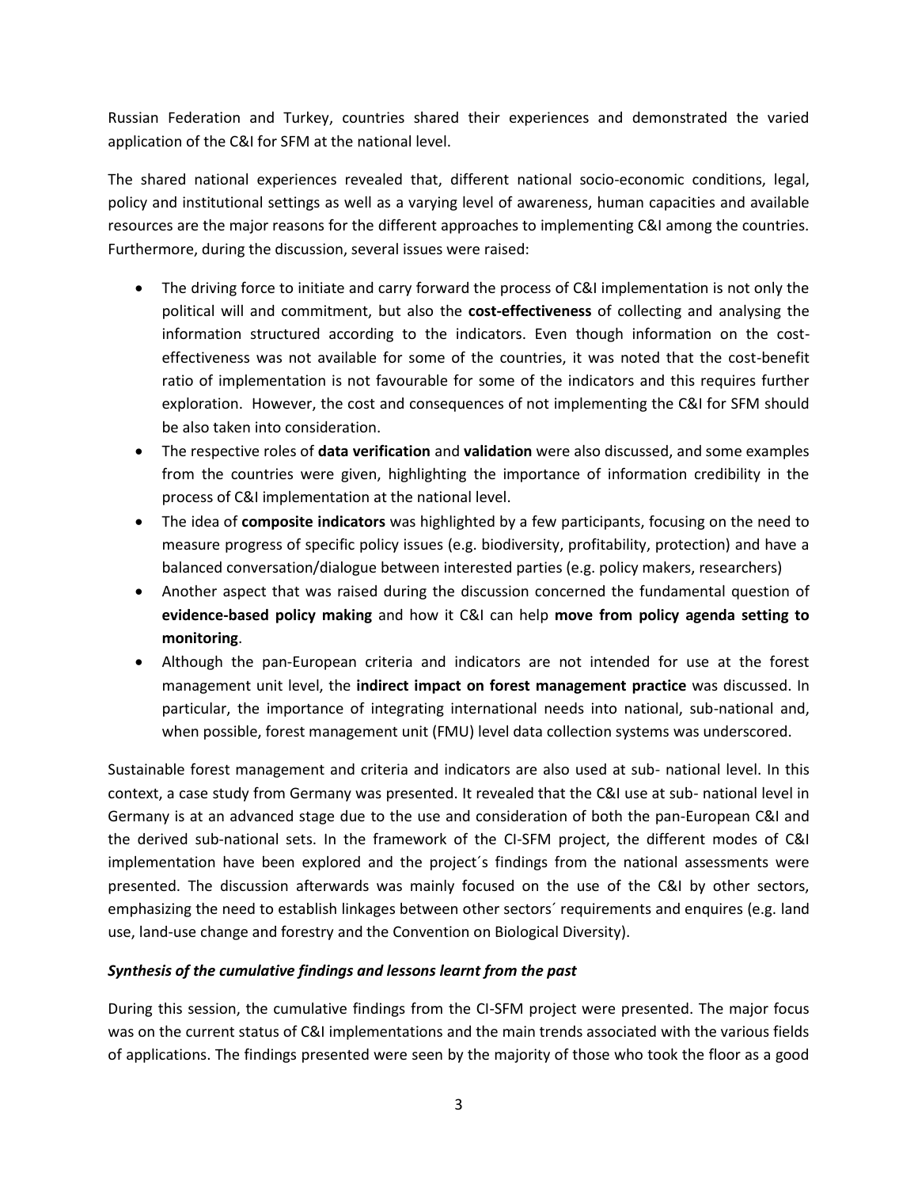Russian Federation and Turkey, countries shared their experiences and demonstrated the varied application of the C&I for SFM at the national level.

The shared national experiences revealed that, different national socio-economic conditions, legal, policy and institutional settings as well as a varying level of awareness, human capacities and available resources are the major reasons for the different approaches to implementing C&I among the countries. Furthermore, during the discussion, several issues were raised:

- The driving force to initiate and carry forward the process of C&I implementation is not only the political will and commitment, but also the **cost-effectiveness** of collecting and analysing the information structured according to the indicators. Even though information on the cost-effectiveness was not available for some of the countries, it was noted that the cost-benefit ratio of implementation is not favourable for some of the indicators and this requires further exploration. However, the cost and consequences of not implementing the C&I for SFM should be also taken into consideration.
- The respective roles of **data verification** and **validation** were also discussed, and some examples from the countries were given, highlighting the importance of information credibility in the process of C&I implementation at the national level.
- The idea of **composite indicators** was highlighted by a few participants, focusing on the need to measure progress of specific policy issues (e.g. biodiversity, profitability, protection) and have a balanced conversation/dialogue between interested parties (e.g. policy makers, researchers)
- Another aspect that was raised during the discussion concerned the fundamental question of **evidence-based policy making** and how it C&I can help **move from policy agenda setting to monitoring**.
- Although the pan-European criteria and indicators are not intended for use at the forest management unit level, the **indirect impact on forest management practice** was discussed. In particular, the importance of integrating international needs into national, sub-national and, when possible, forest management unit (FMU) level data collection systems was underscored.

Sustainable forest management and criteria and indicators are also used at sub- national level. In this context, a case study from Germany was presented. It revealed that the C&I use at sub- national level in Germany is at an advanced stage due to the use and consideration of both the pan-European C&I and the derived sub-national sets. In the framework of the CI-SFM project, the different modes of C&I implementation have been explored and the project´s findings from the national assessments were presented. The discussion afterwards was mainly focused on the use of the C&I by other sectors, emphasizing the need to establish linkages between other sectors´ requirements and enquires (e.g. land use, land-use change and forestry and the Convention on Biological Diversity).

***Synthesis of the cumulative findings and lessons learnt from the past***

During this session, the cumulative findings from the CI-SFM project were presented. The major focus was on the current status of C&I implementations and the main trends associated with the various fields of applications. The findings presented were seen by the majority of those who took the floor as a good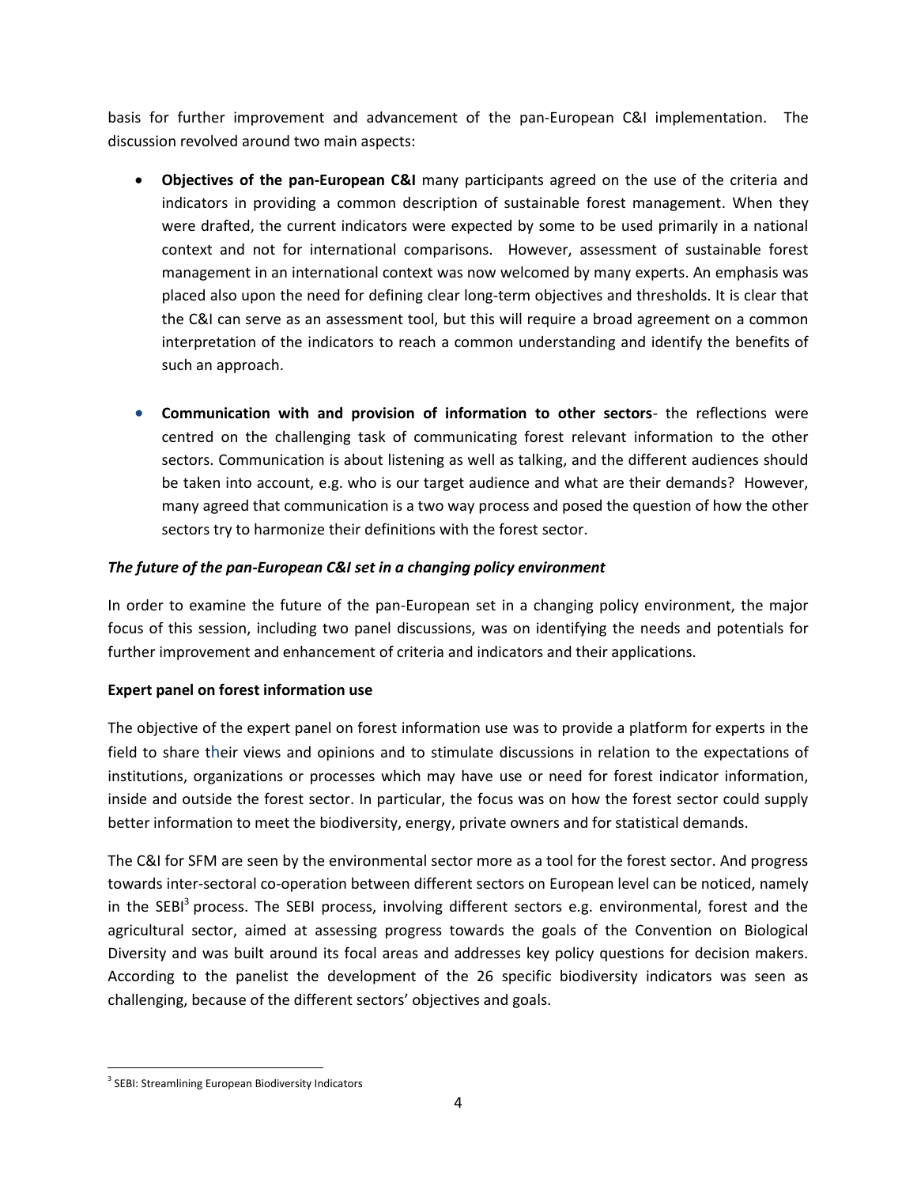basis for further improvement and advancement of the pan-European C&I implementation. The discussion revolved around two main aspects:

- **Objectives of the pan-European C&I** many participants agreed on the use of the criteria and indicators in providing a common description of sustainable forest management. When they were drafted, the current indicators were expected by some to be used primarily in a national context and not for international comparisons. However, assessment of sustainable forest management in an international context was now welcomed by many experts. An emphasis was placed also upon the need for defining clear long-term objectives and thresholds. It is clear that the C&I can serve as an assessment tool, but this will require a broad agreement on a common interpretation of the indicators to reach a common understanding and identify the benefits of such an approach.

- **Communication with and provision of information to other sectors**- the reflections were centred on the challenging task of communicating forest relevant information to the other sectors. Communication is about listening as well as talking, and the different audiences should be taken into account, e.g. who is our target audience and what are their demands? However, many agreed that communication is a two way process and posed the question of how the other sectors try to harmonize their definitions with the forest sector.

***The future of the pan-European C&I set in a changing policy environment***

In order to examine the future of the pan-European set in a changing policy environment, the major focus of this session, including two panel discussions, was on identifying the needs and potentials for further improvement and enhancement of criteria and indicators and their applications.

**Expert panel on forest information use**

The objective of the expert panel on forest information use was to provide a platform for experts in the field to share their views and opinions and to stimulate discussions in relation to the expectations of institutions, organizations or processes which may have use or need for forest indicator information, inside and outside the forest sector. In particular, the focus was on how the forest sector could supply better information to meet the biodiversity, energy, private owners and for statistical demands.

The C&I for SFM are seen by the environmental sector more as a tool for the forest sector. And progress towards inter-sectoral co-operation between different sectors on European level can be noticed, namely in the SEBI[3] process. The SEBI process, involving different sectors e.g. environmental, forest and the agricultural sector, aimed at assessing progress towards the goals of the Convention on Biological Diversity and was built around its focal areas and addresses key policy questions for decision makers. According to the panelist the development of the 26 specific biodiversity indicators was seen as challenging, because of the different sectors' objectives and goals.

[3] SEBI: Streamlining European Biodiversity Indicators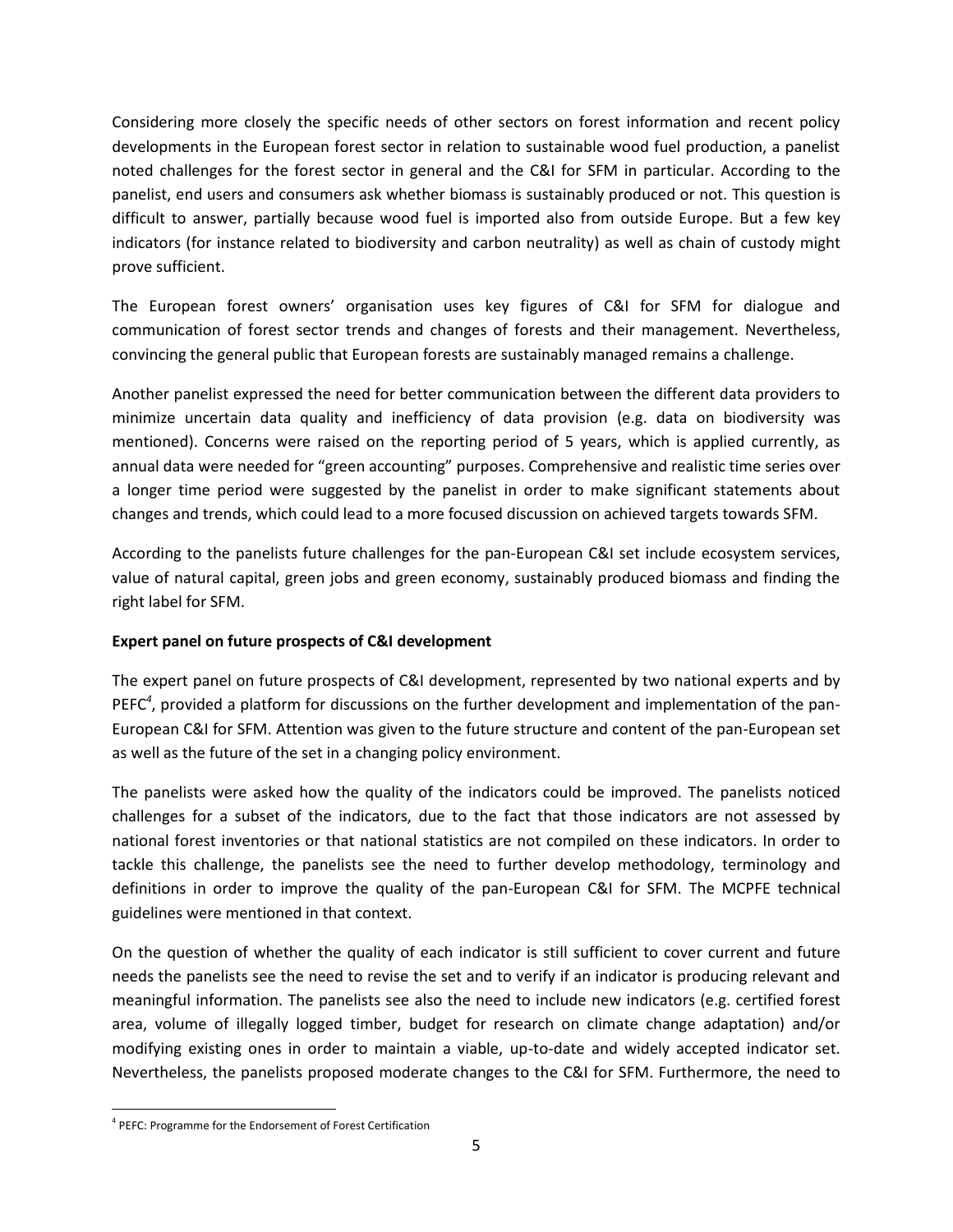Considering more closely the specific needs of other sectors on forest information and recent policy developments in the European forest sector in relation to sustainable wood fuel production, a panelist noted challenges for the forest sector in general and the C&I for SFM in particular. According to the panelist, end users and consumers ask whether biomass is sustainably produced or not. This question is difficult to answer, partially because wood fuel is imported also from outside Europe. But a few key indicators (for instance related to biodiversity and carbon neutrality) as well as chain of custody might prove sufficient.

The European forest owners' organisation uses key figures of C&I for SFM for dialogue and communication of forest sector trends and changes of forests and their management. Nevertheless, convincing the general public that European forests are sustainably managed remains a challenge.

Another panelist expressed the need for better communication between the different data providers to minimize uncertain data quality and inefficiency of data provision (e.g. data on biodiversity was mentioned). Concerns were raised on the reporting period of 5 years, which is applied currently, as annual data were needed for "green accounting" purposes. Comprehensive and realistic time series over a longer time period were suggested by the panelist in order to make significant statements about changes and trends, which could lead to a more focused discussion on achieved targets towards SFM.

According to the panelists future challenges for the pan-European C&I set include ecosystem services, value of natural capital, green jobs and green economy, sustainably produced biomass and finding the right label for SFM.

**Expert panel on future prospects of C&I development**

The expert panel on future prospects of C&I development, represented by two national experts and by PEFC[4], provided a platform for discussions on the further development and implementation of the pan-European C&I for SFM. Attention was given to the future structure and content of the pan-European set as well as the future of the set in a changing policy environment.

The panelists were asked how the quality of the indicators could be improved. The panelists noticed challenges for a subset of the indicators, due to the fact that those indicators are not assessed by national forest inventories or that national statistics are not compiled on these indicators. In order to tackle this challenge, the panelists see the need to further develop methodology, terminology and definitions in order to improve the quality of the pan-European C&I for SFM. The MCPFE technical guidelines were mentioned in that context.

On the question of whether the quality of each indicator is still sufficient to cover current and future needs the panelists see the need to revise the set and to verify if an indicator is producing relevant and meaningful information. The panelists see also the need to include new indicators (e.g. certified forest area, volume of illegally logged timber, budget for research on climate change adaptation) and/or modifying existing ones in order to maintain a viable, up-to-date and widely accepted indicator set. Nevertheless, the panelists proposed moderate changes to the C&I for SFM. Furthermore, the need to

[4] PEFC: Programme for the Endorsement of Forest Certification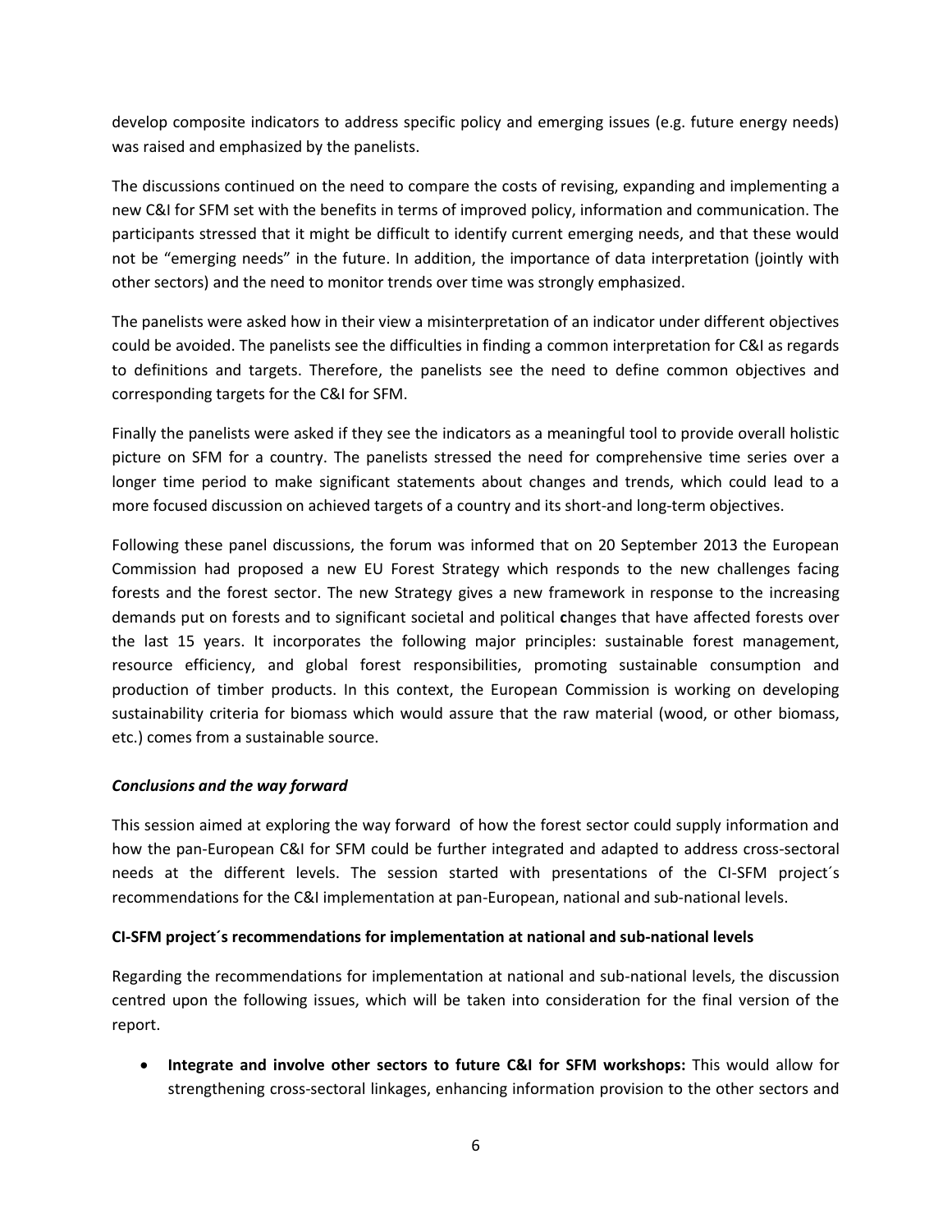develop composite indicators to address specific policy and emerging issues (e.g. future energy needs) was raised and emphasized by the panelists.

The discussions continued on the need to compare the costs of revising, expanding and implementing a new C&I for SFM set with the benefits in terms of improved policy, information and communication. The participants stressed that it might be difficult to identify current emerging needs, and that these would not be "emerging needs" in the future. In addition, the importance of data interpretation (jointly with other sectors) and the need to monitor trends over time was strongly emphasized.

The panelists were asked how in their view a misinterpretation of an indicator under different objectives could be avoided. The panelists see the difficulties in finding a common interpretation for C&I as regards to definitions and targets. Therefore, the panelists see the need to define common objectives and corresponding targets for the C&I for SFM.

Finally the panelists were asked if they see the indicators as a meaningful tool to provide overall holistic picture on SFM for a country. The panelists stressed the need for comprehensive time series over a longer time period to make significant statements about changes and trends, which could lead to a more focused discussion on achieved targets of a country and its short-and long-term objectives.

Following these panel discussions, the forum was informed that on 20 September 2013 the European Commission had proposed a new EU Forest Strategy which responds to the new challenges facing forests and the forest sector. The new Strategy gives a new framework in response to the increasing demands put on forests and to significant societal and political **c**hanges that have affected forests over the last 15 years. It incorporates the following major principles: sustainable forest management, resource efficiency, and global forest responsibilities, promoting sustainable consumption and production of timber products. In this context, the European Commission is working on developing sustainability criteria for biomass which would assure that the raw material (wood, or other biomass, etc.) comes from a sustainable source.

***Conclusions and the way forward***

This session aimed at exploring the way forward of how the forest sector could supply information and how the pan-European C&I for SFM could be further integrated and adapted to address cross-sectoral needs at the different levels. The session started with presentations of the CI-SFM project´s recommendations for the C&I implementation at pan-European, national and sub-national levels.

**CI-SFM project´s recommendations for implementation at national and sub-national levels**

Regarding the recommendations for implementation at national and sub-national levels, the discussion centred upon the following issues, which will be taken into consideration for the final version of the report.

- **Integrate and involve other sectors to future C&I for SFM workshops:** This would allow for strengthening cross-sectoral linkages, enhancing information provision to the other sectors and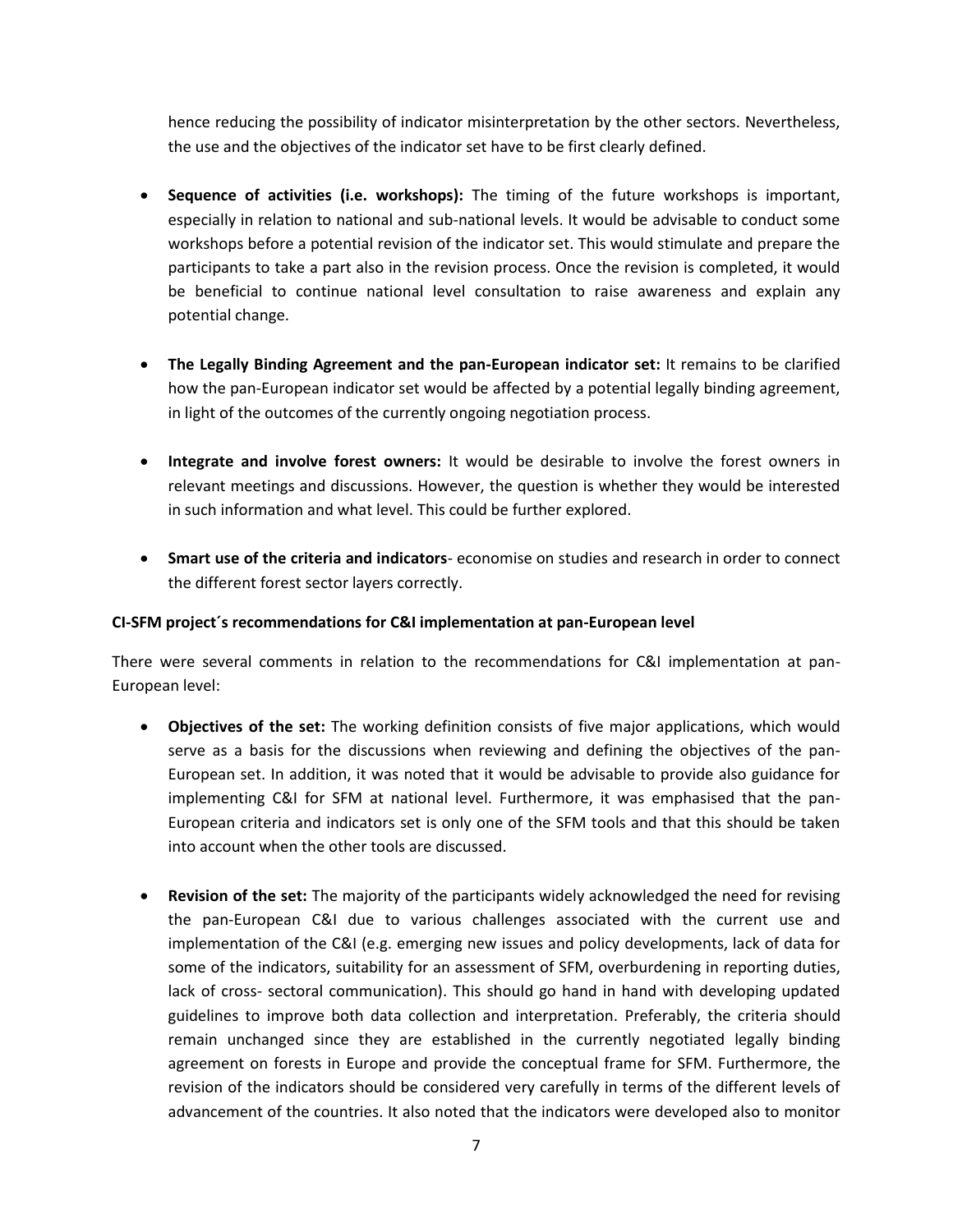hence reducing the possibility of indicator misinterpretation by the other sectors. Nevertheless, the use and the objectives of the indicator set have to be first clearly defined.

- **Sequence of activities (i.e. workshops):** The timing of the future workshops is important, especially in relation to national and sub-national levels. It would be advisable to conduct some workshops before a potential revision of the indicator set. This would stimulate and prepare the participants to take a part also in the revision process. Once the revision is completed, it would be beneficial to continue national level consultation to raise awareness and explain any potential change.

- **The Legally Binding Agreement and the pan-European indicator set:** It remains to be clarified how the pan-European indicator set would be affected by a potential legally binding agreement, in light of the outcomes of the currently ongoing negotiation process.

- **Integrate and involve forest owners:** It would be desirable to involve the forest owners in relevant meetings and discussions. However, the question is whether they would be interested in such information and what level. This could be further explored.

- **Smart use of the criteria and indicators**- economise on studies and research in order to connect the different forest sector layers correctly.

**CI-SFM project´s recommendations for C&I implementation at pan-European level**

There were several comments in relation to the recommendations for C&I implementation at pan-European level:

- **Objectives of the set:** The working definition consists of five major applications, which would serve as a basis for the discussions when reviewing and defining the objectives of the pan-European set. In addition, it was noted that it would be advisable to provide also guidance for implementing C&I for SFM at national level. Furthermore, it was emphasised that the pan-European criteria and indicators set is only one of the SFM tools and that this should be taken into account when the other tools are discussed.

- **Revision of the set:** The majority of the participants widely acknowledged the need for revising the pan-European C&I due to various challenges associated with the current use and implementation of the C&I (e.g. emerging new issues and policy developments, lack of data for some of the indicators, suitability for an assessment of SFM, overburdening in reporting duties, lack of cross- sectoral communication). This should go hand in hand with developing updated guidelines to improve both data collection and interpretation. Preferably, the criteria should remain unchanged since they are established in the currently negotiated legally binding agreement on forests in Europe and provide the conceptual frame for SFM. Furthermore, the revision of the indicators should be considered very carefully in terms of the different levels of advancement of the countries. It also noted that the indicators were developed also to monitor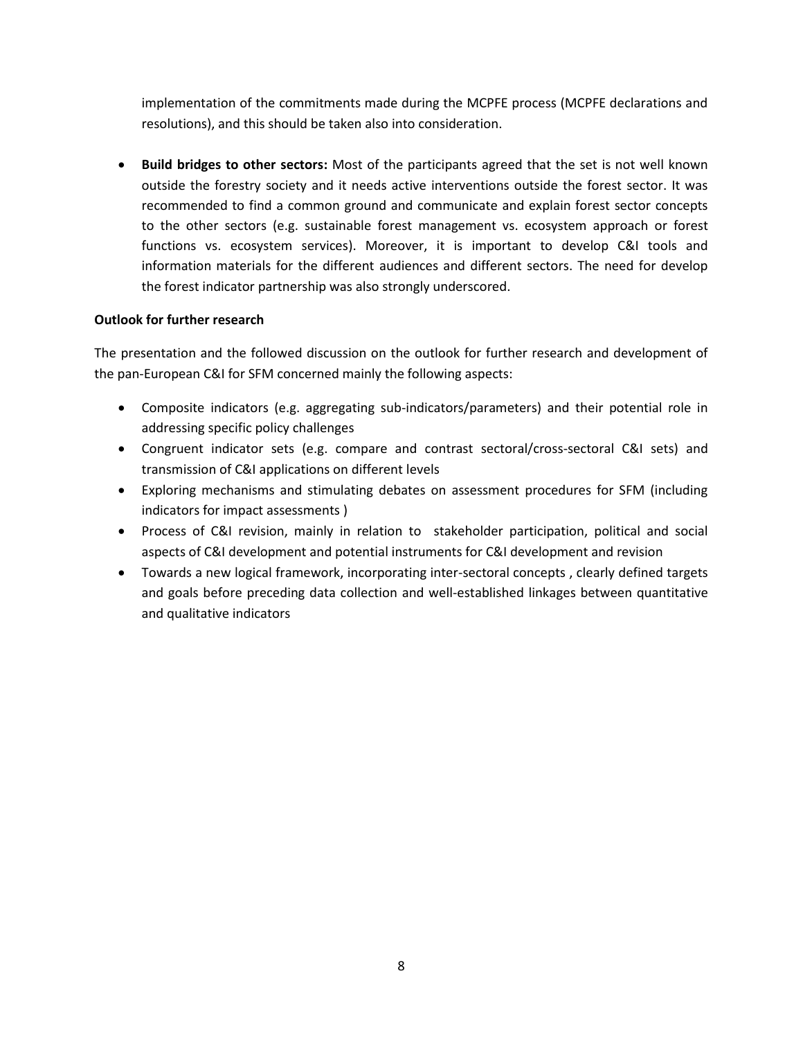implementation of the commitments made during the MCPFE process (MCPFE declarations and resolutions), and this should be taken also into consideration.

- **Build bridges to other sectors:** Most of the participants agreed that the set is not well known outside the forestry society and it needs active interventions outside the forest sector. It was recommended to find a common ground and communicate and explain forest sector concepts to the other sectors (e.g. sustainable forest management vs. ecosystem approach or forest functions vs. ecosystem services). Moreover, it is important to develop C&I tools and information materials for the different audiences and different sectors. The need for develop the forest indicator partnership was also strongly underscored.

**Outlook for further research**

The presentation and the followed discussion on the outlook for further research and development of the pan-European C&I for SFM concerned mainly the following aspects:

- Composite indicators (e.g. aggregating sub-indicators/parameters) and their potential role in addressing specific policy challenges
- Congruent indicator sets (e.g. compare and contrast sectoral/cross-sectoral C&I sets) and transmission of C&I applications on different levels
- Exploring mechanisms and stimulating debates on assessment procedures for SFM (including indicators for impact assessments )
- Process of C&I revision, mainly in relation to stakeholder participation, political and social aspects of C&I development and potential instruments for C&I development and revision
- Towards a new logical framework, incorporating inter-sectoral concepts , clearly defined targets and goals before preceding data collection and well-established linkages between quantitative and qualitative indicators